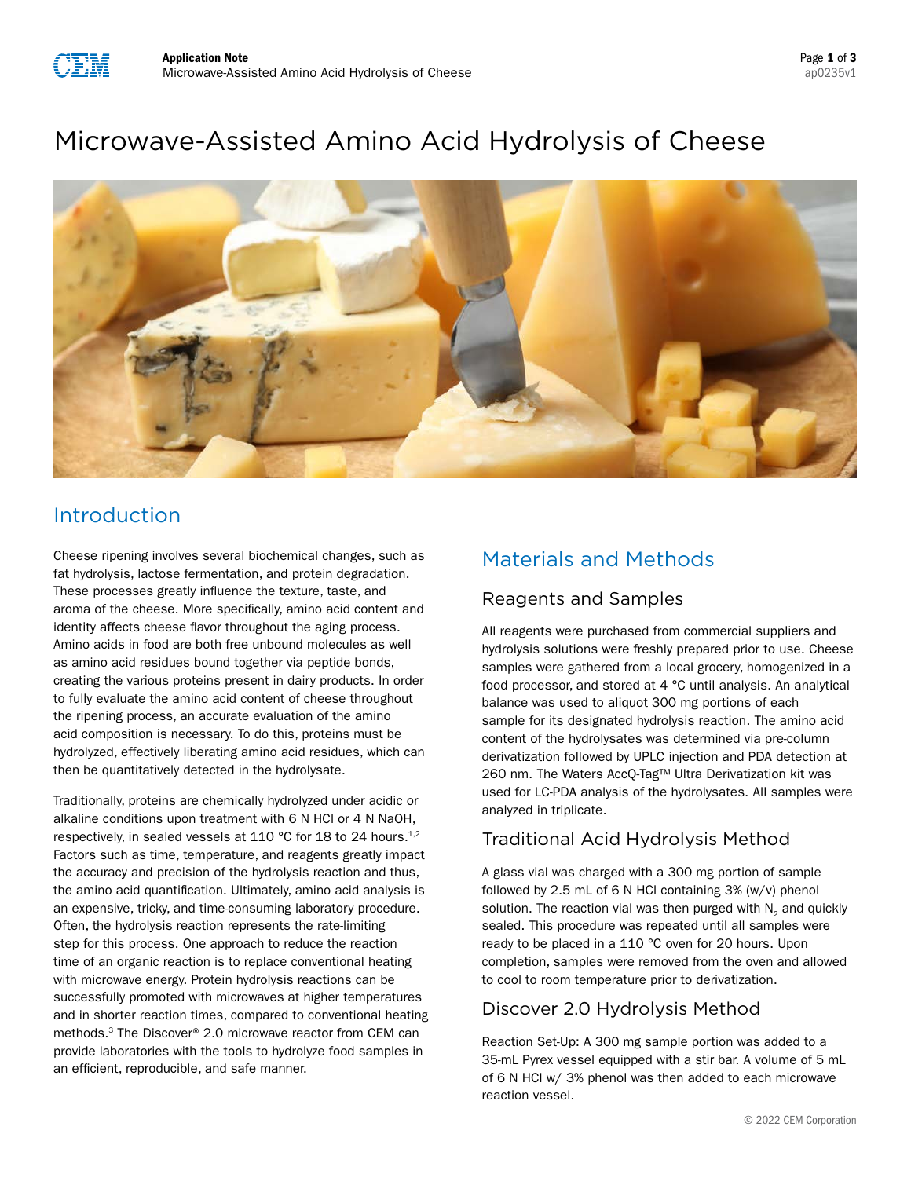# Microwave-Assisted Amino Acid Hydrolysis of Cheese

## Introduction

Cheese ripening involves several biochemical changes, such as fat hydrolysis, lactose fermentation, and protein degradation. These processes greatly influence the texture, taste, and aroma of the cheese. More specifically, amino acid content and identity affects cheese flavor throughout the aging process. Amino acids in food are both free unbound molecules as well as amino acid residues bound together via peptide bonds, creating the various proteins present in dairy products. In order to fully evaluate the amino acid content of cheese throughout the ripening process, an accurate evaluation of the amino acid composition is necessary. To do this, proteins must be hydrolyzed, effectively liberating amino acid residues, which can then be quantitatively detected in the hydrolysate.

Traditionally, proteins are chemically hydrolyzed under acidic or alkaline conditions upon treatment with 6 N HCl or 4 N NaOH, respectively, in sealed vessels at 110 °C for 18 to 24 hours.[1,2] Factors such as time, temperature, and reagents greatly impact the accuracy and precision of the hydrolysis reaction and thus, the amino acid quantification. Ultimately, amino acid analysis is an expensive, tricky, and time-consuming laboratory procedure. Often, the hydrolysis reaction represents the rate-limiting step for this process. One approach to reduce the reaction time of an organic reaction is to replace conventional heating with microwave energy. Protein hydrolysis reactions can be successfully promoted with microwaves at higher temperatures and in shorter reaction times, compared to conventional heating methods.[3] The Discover® 2.0 microwave reactor from CEM can provide laboratories with the tools to hydrolyze food samples in an efficient, reproducible, and safe manner.

## Materials and Methods

### Reagents and Samples

All reagents were purchased from commercial suppliers and hydrolysis solutions were freshly prepared prior to use. Cheese samples were gathered from a local grocery, homogenized in a food processor, and stored at 4 °C until analysis. An analytical balance was used to aliquot 300 mg portions of each sample for its designated hydrolysis reaction. The amino acid content of the hydrolysates was determined via pre-column derivatization followed by UPLC injection and PDA detection at 260 nm. The Waters AccQ-Tag™ Ultra Derivatization kit was used for LC-PDA analysis of the hydrolysates. All samples were analyzed in triplicate.

### Traditional Acid Hydrolysis Method

A glass vial was charged with a 300 mg portion of sample followed by 2.5 mL of 6 N HCl containing 3% (w/v) phenol solution. The reaction vial was then purged with $N_2$ and quickly sealed. This procedure was repeated until all samples were ready to be placed in a 110 °C oven for 20 hours. Upon completion, samples were removed from the oven and allowed to cool to room temperature prior to derivatization.

### Discover 2.0 Hydrolysis Method

Reaction Set-Up: A 300 mg sample portion was added to a 35-mL Pyrex vessel equipped with a stir bar. A volume of 5 mL of 6 N HCl w/ 3% phenol was then added to each microwave reaction vessel.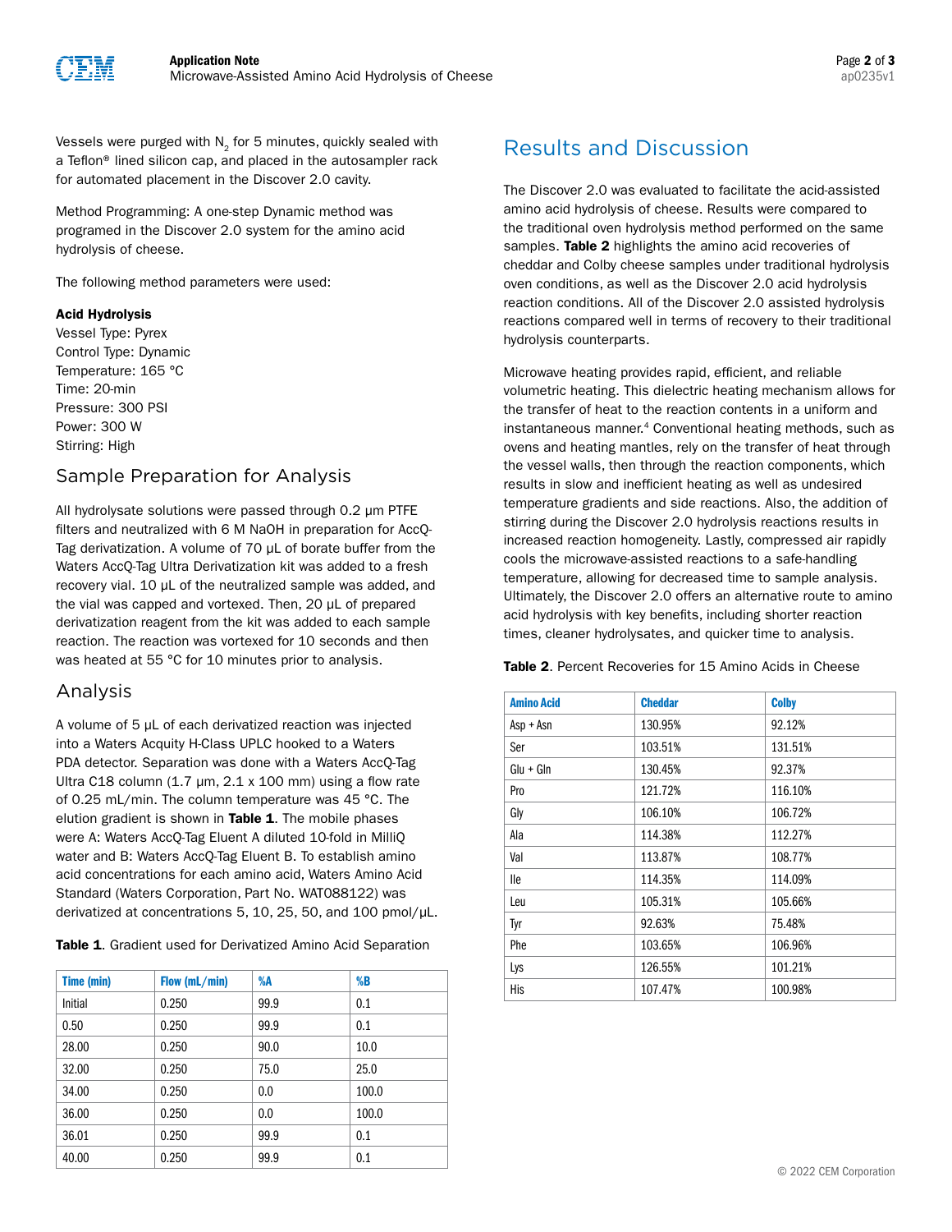Vessels were purged with $N_2$ for 5 minutes, quickly sealed with a Teflon® lined silicon cap, and placed in the autosampler rack for automated placement in the Discover 2.0 cavity.

Method Programming: A one-step Dynamic method was programed in the Discover 2.0 system for the amino acid hydrolysis of cheese.

The following method parameters were used:

**Acid Hydrolysis**
Vessel Type: Pyrex
Control Type: Dynamic
Temperature: 165 °C
Time: 20-min
Pressure: 300 PSI
Power: 300 W
Stirring: High

## Sample Preparation for Analysis

All hydrolysate solutions were passed through 0.2 µm PTFE filters and neutralized with 6 M NaOH in preparation for AccQ-Tag derivatization. A volume of 70 µL of borate buffer from the Waters AccQ-Tag Ultra Derivatization kit was added to a fresh recovery vial. 10 µL of the neutralized sample was added, and the vial was capped and vortexed. Then, 20 µL of prepared derivatization reagent from the kit was added to each sample reaction. The reaction was vortexed for 10 seconds and then was heated at 55 °C for 10 minutes prior to analysis.

## Analysis

A volume of 5 µL of each derivatized reaction was injected into a Waters Acquity H-Class UPLC hooked to a Waters PDA detector. Separation was done with a Waters AccQ-Tag Ultra C18 column (1.7 µm, 2.1 x 100 mm) using a flow rate of 0.25 mL/min. The column temperature was 45 °C. The elution gradient is shown in **Table 1**. The mobile phases were A: Waters AccQ-Tag Eluent A diluted 10-fold in MilliQ water and B: Waters AccQ-Tag Eluent B. To establish amino acid concentrations for each amino acid, Waters Amino Acid Standard (Waters Corporation, Part No. WAT088122) was derivatized at concentrations 5, 10, 25, 50, and 100 pmol/µL.

**Table 1**. Gradient used for Derivatized Amino Acid Separation

| Time (min) | Flow (mL/min) | %A | %B |
|---|---|---|---|
| Initial | 0.250 | 99.9 | 0.1 |
| 0.50 | 0.250 | 99.9 | 0.1 |
| 28.00 | 0.250 | 90.0 | 10.0 |
| 32.00 | 0.250 | 75.0 | 25.0 |
| 34.00 | 0.250 | 0.0 | 100.0 |
| 36.00 | 0.250 | 0.0 | 100.0 |
| 36.01 | 0.250 | 99.9 | 0.1 |
| 40.00 | 0.250 | 99.9 | 0.1 |

## Results and Discussion

The Discover 2.0 was evaluated to facilitate the acid-assisted amino acid hydrolysis of cheese. Results were compared to the traditional oven hydrolysis method performed on the same samples. **Table 2** highlights the amino acid recoveries of cheddar and Colby cheese samples under traditional hydrolysis oven conditions, as well as the Discover 2.0 acid hydrolysis reaction conditions. All of the Discover 2.0 assisted hydrolysis reactions compared well in terms of recovery to their traditional hydrolysis counterparts.

Microwave heating provides rapid, efficient, and reliable volumetric heating. This dielectric heating mechanism allows for the transfer of heat to the reaction contents in a uniform and instantaneous manner.[4] Conventional heating methods, such as ovens and heating mantles, rely on the transfer of heat through the vessel walls, then through the reaction components, which results in slow and inefficient heating as well as undesired temperature gradients and side reactions. Also, the addition of stirring during the Discover 2.0 hydrolysis reactions results in increased reaction homogeneity. Lastly, compressed air rapidly cools the microwave-assisted reactions to a safe-handling temperature, allowing for decreased time to sample analysis. Ultimately, the Discover 2.0 offers an alternative route to amino acid hydrolysis with key benefits, including shorter reaction times, cleaner hydrolysates, and quicker time to analysis.

**Table 2**. Percent Recoveries for 15 Amino Acids in Cheese

| Amino Acid | Cheddar | Colby |
|---|---|---|
| Asp + Asn | 130.95% | 92.12% |
| Ser | 103.51% | 131.51% |
| Glu + Gln | 130.45% | 92.37% |
| Pro | 121.72% | 116.10% |
| Gly | 106.10% | 106.72% |
| Ala | 114.38% | 112.27% |
| Val | 113.87% | 108.77% |
| Ile | 114.35% | 114.09% |
| Leu | 105.31% | 105.66% |
| Tyr | 92.63% | 75.48% |
| Phe | 103.65% | 106.96% |
| Lys | 126.55% | 101.21% |
| His | 107.47% | 100.98% |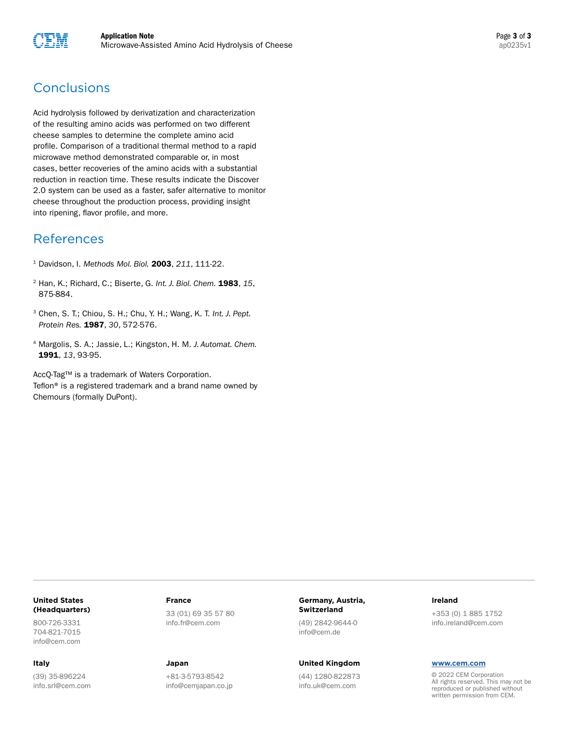## Conclusions

Acid hydrolysis followed by derivatization and characterization of the resulting amino acids was performed on two different cheese samples to determine the complete amino acid profile. Comparison of a traditional thermal method to a rapid microwave method demonstrated comparable or, in most cases, better recoveries of the amino acids with a substantial reduction in reaction time. These results indicate the Discover 2.0 system can be used as a faster, safer alternative to monitor cheese throughout the production process, providing insight into ripening, flavor profile, and more.

## References

[1] Davidson, I. *Methods Mol. Biol.* **2003**, *211*, 111-22.

[2] Han, K.; Richard, C.; Biserte, G. *Int. J. Biol. Chem.* **1983**, *15*, 875-884.

[3] Chen, S. T.; Chiou, S. H.; Chu, Y. H.; Wang, K. T. *Int. J. Pept. Protein Res.* **1987**, *30*, 572-576.

[4] Margolis, S. A.; Jassie, L.; Kingston, H. M. *J. Automat. Chem.* **1991**, *13*, 93-95.

AccQ-Tag™ is a trademark of Waters Corporation.
Teflon® is a registered trademark and a brand name owned by Chemours (formally DuPont).

**United States (Headquarters)**
800-726-3331
704-821-7015
info@cem.com

**France**
33 (01) 69 35 57 80
info.fr@cem.com

**Germany, Austria, Switzerland**
(49) 2842-9644-0
info@cem.de

**Ireland**
+353 (0) 1 885 1752
info.ireland@cem.com

**Italy**
(39) 35-896224
info.srl@cem.com

**Japan**
+81-3-5793-8542
info@cemjapan.co.jp

**United Kingdom**
(44) 1280-822873
info.uk@cem.com

**www.cem.com**

© 2022 CEM Corporation
All rights reserved. This may not be reproduced or published without written permission from CEM.